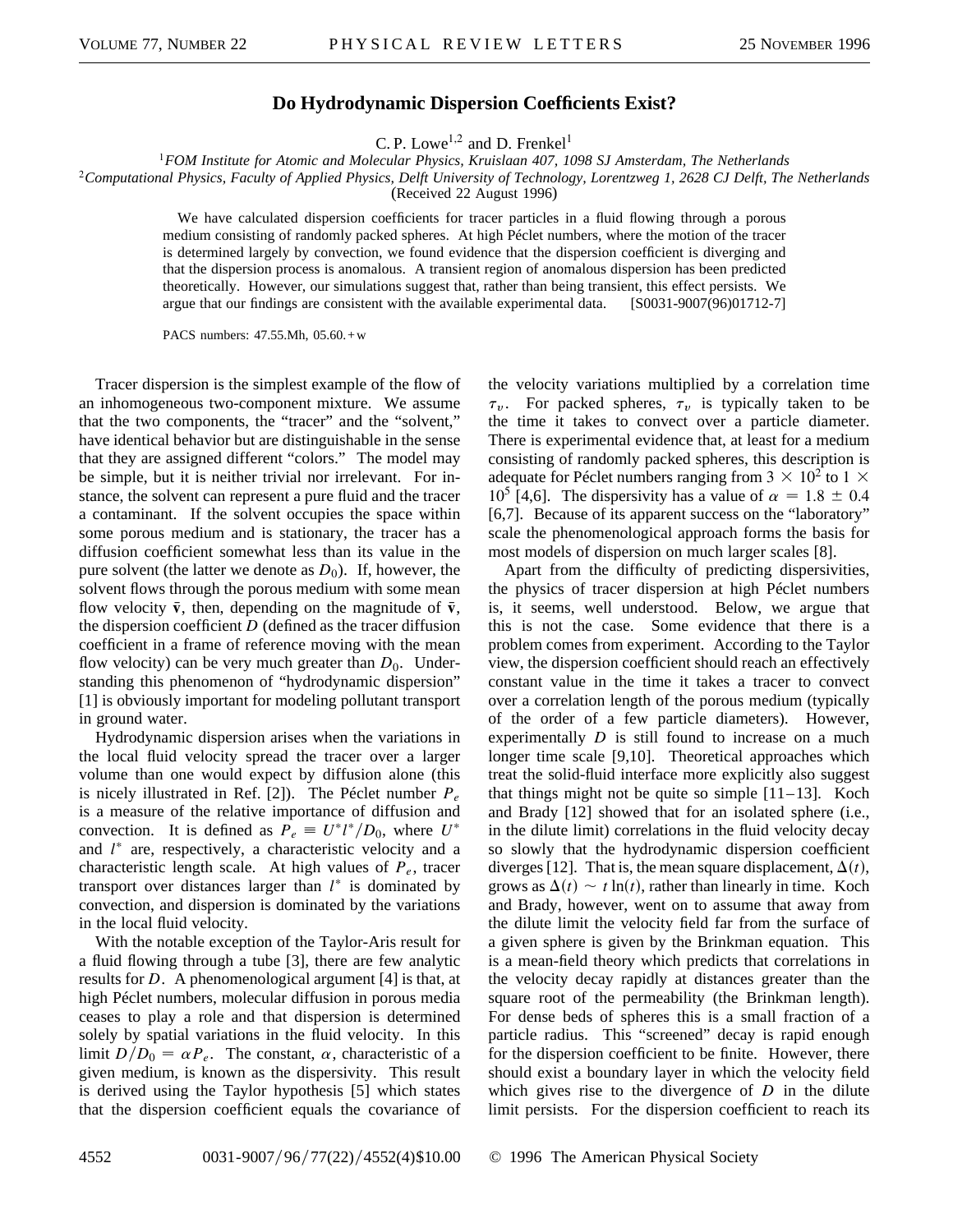# Do Hydrodynamic Dispersion Coefficients Exist?

C. P. Lowe[1,2] and D. Frenkel[1]

[1]*FOM Institute for Atomic and Molecular Physics, Kruislaan 407, 1098 SJ Amsterdam, The Netherlands*
[2]*Computational Physics, Faculty of Applied Physics, Delft University of Technology, Lorentzweg 1, 2628 CJ Delft, The Netherlands*
(Received 22 August 1996)

We have calculated dispersion coefficients for tracer particles in a fluid flowing through a porous medium consisting of randomly packed spheres. At high Péclet numbers, where the motion of the tracer is determined largely by convection, we found evidence that the dispersion coefficient is diverging and that the dispersion process is anomalous. A transient region of anomalous dispersion has been predicted theoretically. However, our simulations suggest that, rather than being transient, this effect persists. We argue that our findings are consistent with the available experimental data. [S0031-9007(96)01712-7]

PACS numbers: 47.55.Mh, 05.60.+w

Tracer dispersion is the simplest example of the flow of an inhomogeneous two-component mixture. We assume that the two components, the "tracer" and the "solvent," have identical behavior but are distinguishable in the sense that they are assigned different "colors." The model may be simple, but it is neither trivial nor irrelevant. For instance, the solvent can represent a pure fluid and the tracer a contaminant. If the solvent occupies the space within some porous medium and is stationary, the tracer has a diffusion coefficient somewhat less than its value in the pure solvent (the latter we denote as $D_0$). If, however, the solvent flows through the porous medium with some mean flow velocity $\bar{\mathbf{v}}$, then, depending on the magnitude of $\bar{\mathbf{v}}$, the dispersion coefficient $D$ (defined as the tracer diffusion coefficient in a frame of reference moving with the mean flow velocity) can be very much greater than $D_0$. Understanding this phenomenon of "hydrodynamic dispersion" [1] is obviously important for modeling pollutant transport in ground water.

Hydrodynamic dispersion arises when the variations in the local fluid velocity spread the tracer over a larger volume than one would expect by diffusion alone (this is nicely illustrated in Ref. [2]). The Péclet number $P_e$ is a measure of the relative importance of diffusion and convection. It is defined as $P_e \equiv U^* l^* / D_0$, where $U^*$ and $l^*$ are, respectively, a characteristic velocity and a characteristic length scale. At high values of $P_e$, tracer transport over distances larger than $l^*$ is dominated by convection, and dispersion is dominated by the variations in the local fluid velocity.

With the notable exception of the Taylor-Aris result for a fluid flowing through a tube [3], there are few analytic results for $D$. A phenomenological argument [4] is that, at high Péclet numbers, molecular diffusion in porous media ceases to play a role and that dispersion is determined solely by spatial variations in the fluid velocity. In this limit $D/D_0 = \alpha P_e$. The constant, $\alpha$, characteristic of a given medium, is known as the dispersivity. This result is derived using the Taylor hypothesis [5] which states that the dispersion coefficient equals the covariance of the velocity variations multiplied by a correlation time $\tau_v$. For packed spheres, $\tau_v$ is typically taken to be the time it takes to convect over a particle diameter. There is experimental evidence that, at least for a medium consisting of randomly packed spheres, this description is adequate for Péclet numbers ranging from $3 \times 10^2$ to $1 \times 10^5$ [4,6]. The dispersivity has a value of $\alpha = 1.8 \pm 0.4$ [6,7]. Because of its apparent success on the "laboratory" scale the phenomenological approach forms the basis for most models of dispersion on much larger scales [8].

Apart from the difficulty of predicting dispersivities, the physics of tracer dispersion at high Péclet numbers is, it seems, well understood. Below, we argue that this is not the case. Some evidence that there is a problem comes from experiment. According to the Taylor view, the dispersion coefficient should reach an effectively constant value in the time it takes a tracer to convect over a correlation length of the porous medium (typically of the order of a few particle diameters). However, experimentally $D$ is still found to increase on a much longer time scale [9,10]. Theoretical approaches which treat the solid-fluid interface more explicitly also suggest that things might not be quite so simple [11–13]. Koch and Brady [12] showed that for an isolated sphere (i.e., in the dilute limit) correlations in the fluid velocity decay so slowly that the hydrodynamic dispersion coefficient diverges [12]. That is, the mean square displacement, $\Delta(t)$, grows as $\Delta(t) \sim t\ln(t)$, rather than linearly in time. Koch and Brady, however, went on to assume that away from the dilute limit the velocity field far from the surface of a given sphere is given by the Brinkman equation. This is a mean-field theory which predicts that correlations in the velocity decay rapidly at distances greater than the square root of the permeability (the Brinkman length). For dense beds of spheres this is a small fraction of a particle radius. This "screened" decay is rapid enough for the dispersion coefficient to be finite. However, there should exist a boundary layer in which the velocity field which gives rise to the divergence of $D$ in the dilute limit persists. For the dispersion coefficient to reach its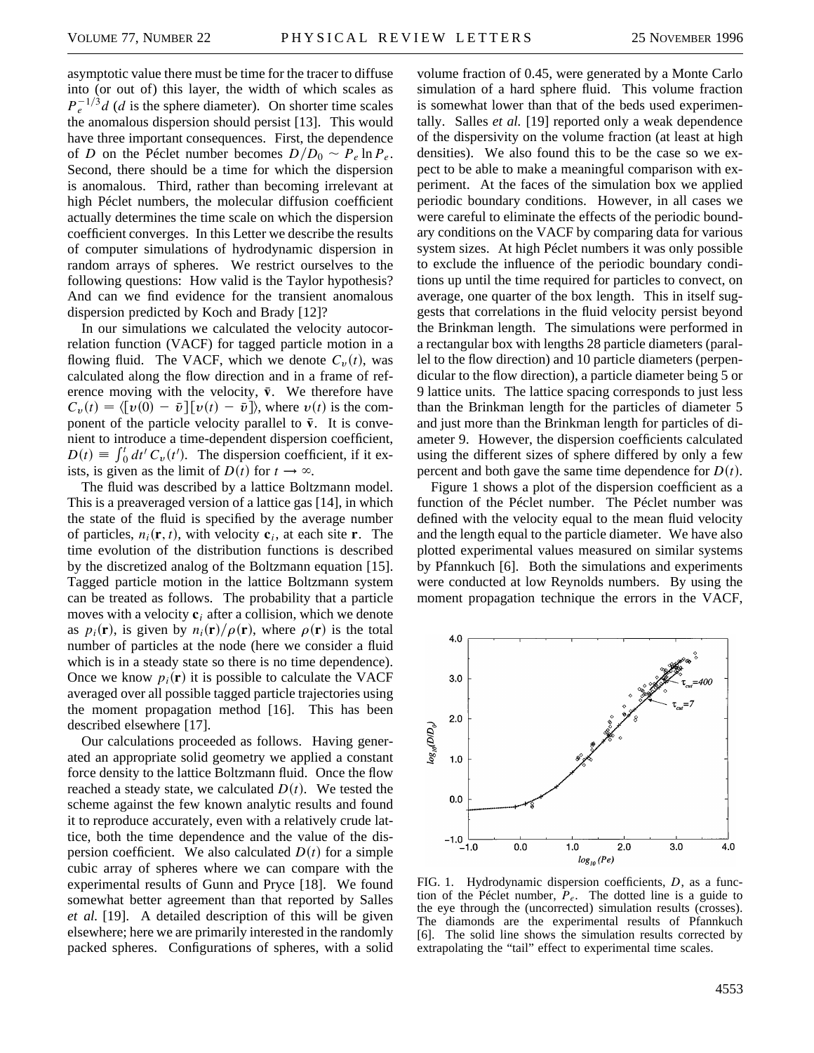asymptotic value there must be time for the tracer to diffuse into (or out of) this layer, the width of which scales as $P_e^{-1/3}d$ ($d$ is the sphere diameter). On shorter time scales the anomalous dispersion should persist [13]. This would have three important consequences. First, the dependence of $D$ on the Péclet number becomes $D/D_0 \sim P_e \ln P_e$. Second, there should be a time for which the dispersion is anomalous. Third, rather than becoming irrelevant at high Péclet numbers, the molecular diffusion coefficient actually determines the time scale on which the dispersion coefficient converges. In this Letter we describe the results of computer simulations of hydrodynamic dispersion in random arrays of spheres. We restrict ourselves to the following questions: How valid is the Taylor hypothesis? And can we find evidence for the transient anomalous dispersion predicted by Koch and Brady [12]?

In our simulations we calculated the velocity autocorrelation function (VACF) for tagged particle motion in a flowing fluid. The VACF, which we denote $C_v(t)$, was calculated along the flow direction and in a frame of reference moving with the velocity, $\bar{\mathbf{v}}$. We therefore have $C_v(t) = \langle [v(0) - \bar{v}][v(t) - \bar{v}] \rangle$, where $v(t)$ is the component of the particle velocity parallel to $\bar{\mathbf{v}}$. It is convenient to introduce a time-dependent dispersion coefficient, $D(t) \equiv \int_0^t dt' \, C_v(t')$. The dispersion coefficient, if it exists, is given as the limit of $D(t)$ for $t \to \infty$.

The fluid was described by a lattice Boltzmann model. This is a preaveraged version of a lattice gas [14], in which the state of the fluid is specified by the average number of particles, $n_i(\mathbf{r}, t)$, with velocity $\mathbf{c}_i$, at each site $\mathbf{r}$. The time evolution of the distribution functions is described by the discretized analog of the Boltzmann equation [15]. Tagged particle motion in the lattice Boltzmann system can be treated as follows. The probability that a particle moves with a velocity $\mathbf{c}_i$ after a collision, which we denote as $p_i(\mathbf{r})$, is given by $n_i(\mathbf{r})/\rho(\mathbf{r})$, where $\rho(\mathbf{r})$ is the total number of particles at the node (here we consider a fluid which is in a steady state so there is no time dependence). Once we know $p_i(\mathbf{r})$ it is possible to calculate the VACF averaged over all possible tagged particle trajectories using the moment propagation method [16]. This has been described elsewhere [17].

Our calculations proceeded as follows. Having generated an appropriate solid geometry we applied a constant force density to the lattice Boltzmann fluid. Once the flow reached a steady state, we calculated $D(t)$. We tested the scheme against the few known analytic results and found it to reproduce accurately, even with a relatively crude lattice, both the time dependence and the value of the dispersion coefficient. We also calculated $D(t)$ for a simple cubic array of spheres where we can compare with the experimental results of Gunn and Pryce [18]. We found somewhat better agreement than that reported by Salles *et al.* [19]. A detailed description of this will be given elsewhere; here we are primarily interested in the randomly packed spheres. Configurations of spheres, with a solid volume fraction of 0.45, were generated by a Monte Carlo simulation of a hard sphere fluid. This volume fraction is somewhat lower than that of the beds used experimentally. Salles *et al.* [19] reported only a weak dependence of the dispersivity on the volume fraction (at least at high densities). We also found this to be the case so we expect to be able to make a meaningful comparison with experiment. At the faces of the simulation box we applied periodic boundary conditions. However, in all cases we were careful to eliminate the effects of the periodic boundary conditions on the VACF by comparing data for various system sizes. At high Péclet numbers it was only possible to exclude the influence of the periodic boundary conditions up until the time required for particles to convect, on average, one quarter of the box length. This in itself suggests that correlations in the fluid velocity persist beyond the Brinkman length. The simulations were performed in a rectangular box with lengths 28 particle diameters (parallel to the flow direction) and 10 particle diameters (perpendicular to the flow direction), a particle diameter being 5 or 9 lattice units. The lattice spacing corresponds to just less than the Brinkman length for the particles of diameter 5 and just more than the Brinkman length for particles of diameter 9. However, the dispersion coefficients calculated using the different sizes of sphere differed by only a few percent and both gave the same time dependence for $D(t)$.

Figure 1 shows a plot of the dispersion coefficient as a function of the Péclet number. The Péclet number was defined with the velocity equal to the mean fluid velocity and the length equal to the particle diameter. We have also plotted experimental values measured on similar systems by Pfannkuch [6]. Both the simulations and experiments were conducted at low Reynolds numbers. By using the moment propagation technique the errors in the VACF,

FIG. 1. Hydrodynamic dispersion coefficients, $D$, as a function of the Péclet number, $P_e$. The dotted line is a guide to the eye through the (uncorrected) simulation results (crosses). The diamonds are the experimental results of Pfannkuch [6]. The solid line shows the simulation results corrected by extrapolating the "tail" effect to experimental time scales.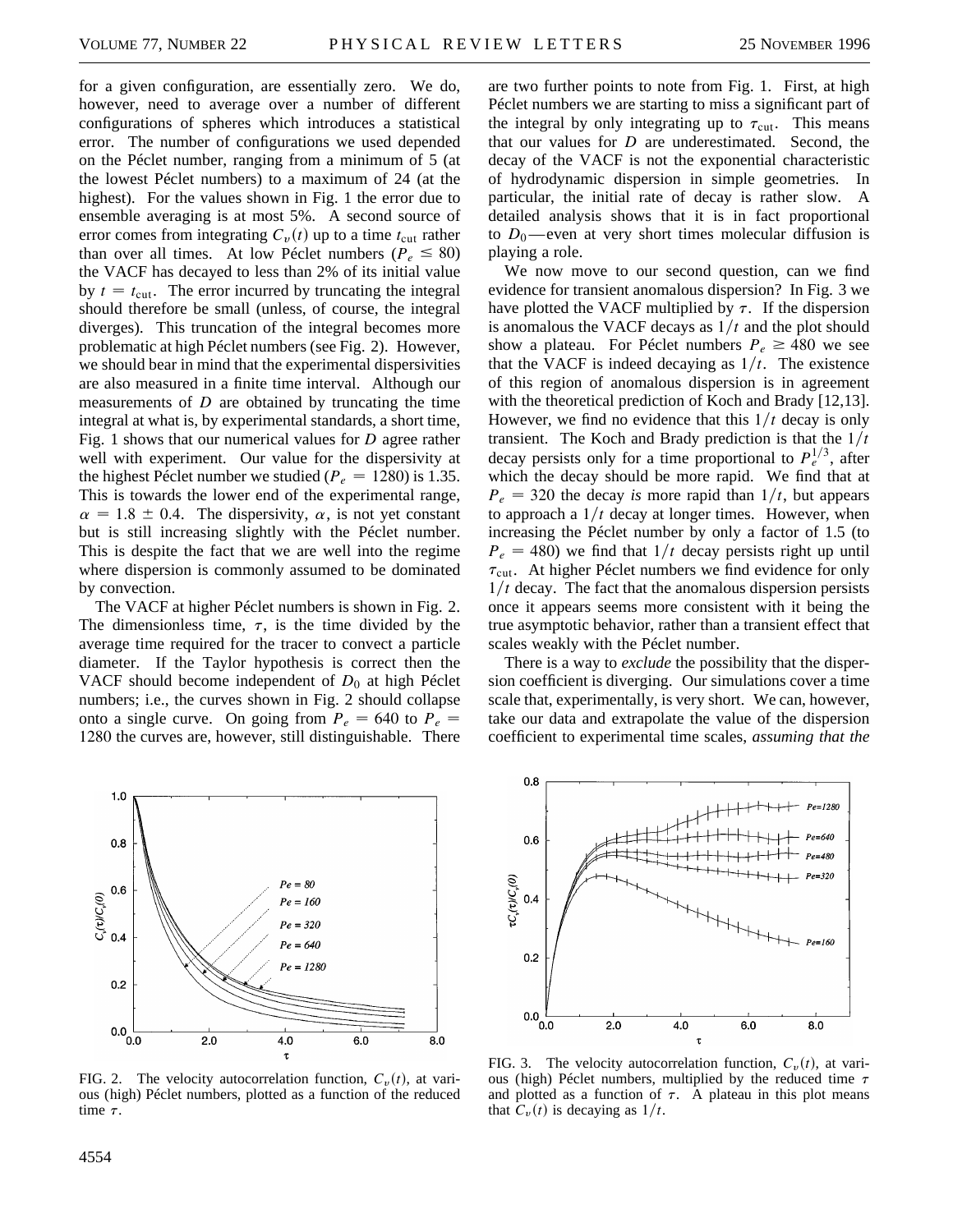for a given configuration, are essentially zero. We do, however, need to average over a number of different configurations of spheres which introduces a statistical error. The number of configurations we used depended on the Péclet number, ranging from a minimum of 5 (at the lowest Péclet numbers) to a maximum of 24 (at the highest). For the values shown in Fig. 1 the error due to ensemble averaging is at most 5%. A second source of error comes from integrating $C_v(t)$ up to a time $t_{\text{cut}}$ rather than over all times. At low Péclet numbers ($P_e \leq 80$) the VACF has decayed to less than 2% of its initial value by $t = t_{\text{cut}}$. The error incurred by truncating the integral should therefore be small (unless, of course, the integral diverges). This truncation of the integral becomes more problematic at high Péclet numbers (see Fig. 2). However, we should bear in mind that the experimental dispersivities are also measured in a finite time interval. Although our measurements of $D$ are obtained by truncating the time integral at what is, by experimental standards, a short time, Fig. 1 shows that our numerical values for $D$ agree rather well with experiment. Our value for the dispersivity at the highest Péclet number we studied ($P_e = 1280$) is 1.35. This is towards the lower end of the experimental range, $\alpha = 1.8 \pm 0.4$. The dispersivity, $\alpha$, is not yet constant but is still increasing slightly with the Péclet number. This is despite the fact that we are well into the regime where dispersion is commonly assumed to be dominated by convection.

The VACF at higher Péclet numbers is shown in Fig. 2. The dimensionless time, $\tau$, is the time divided by the average time required for the tracer to convect a particle diameter. If the Taylor hypothesis is correct then the VACF should become independent of $D_0$ at high Péclet numbers; i.e., the curves shown in Fig. 2 should collapse onto a single curve. On going from $P_e = 640$ to $P_e = 1280$ the curves are, however, still distinguishable. There are two further points to note from Fig. 1. First, at high Péclet numbers we are starting to miss a significant part of the integral by only integrating up to $\tau_{\text{cut}}$. This means that our values for $D$ are underestimated. Second, the decay of the VACF is not the exponential characteristic of hydrodynamic dispersion in simple geometries. In particular, the initial rate of decay is rather slow. A detailed analysis shows that it is in fact proportional to $D_0$—even at very short times molecular diffusion is playing a role.

We now move to our second question, can we find evidence for transient anomalous dispersion? In Fig. 3 we have plotted the VACF multiplied by $\tau$. If the dispersion is anomalous the VACF decays as $1/t$ and the plot should show a plateau. For Péclet numbers $P_e \geq 480$ we see that the VACF is indeed decaying as $1/t$. The existence of this region of anomalous dispersion is in agreement with the theoretical prediction of Koch and Brady [12,13]. However, we find no evidence that this $1/t$ decay is only transient. The Koch and Brady prediction is that the $1/t$ decay persists only for a time proportional to $P_e^{1/3}$, after which the decay should be more rapid. We find that at $P_e = 320$ the decay *is* more rapid than $1/t$, but appears to approach a $1/t$ decay at longer times. However, when increasing the Péclet number by only a factor of 1.5 (to $P_e = 480$) we find that $1/t$ decay persists right up until $\tau_{\text{cut}}$. At higher Péclet numbers we find evidence for only $1/t$ decay. The fact that the anomalous dispersion persists once it appears seems more consistent with it being the true asymptotic behavior, rather than a transient effect that scales weakly with the Péclet number.

There is a way to *exclude* the possibility that the dispersion coefficient is diverging. Our simulations cover a time scale that, experimentally, is very short. We can, however, take our data and extrapolate the value of the dispersion coefficient to experimental time scales, *assuming that the*

FIG. 2. The velocity autocorrelation function, $C_v(t)$, at various (high) Péclet numbers, plotted as a function of the reduced time $\tau$.

FIG. 3. The velocity autocorrelation function, $C_v(t)$, at various (high) Péclet numbers, multiplied by the reduced time $\tau$ and plotted as a function of $\tau$. A plateau in this plot means that $C_v(t)$ is decaying as $1/t$.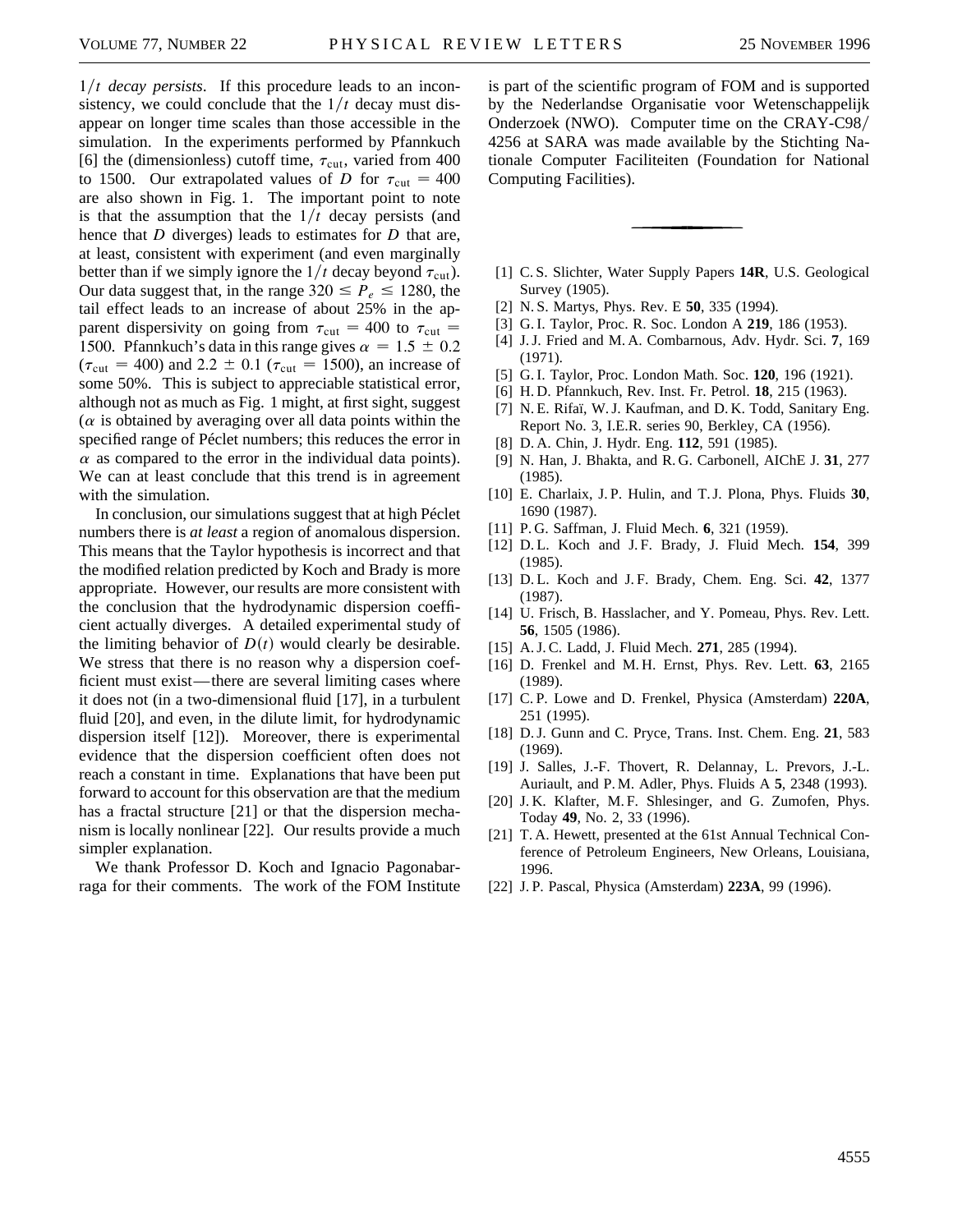$1/t$ *decay persists*. If this procedure leads to an inconsistency, we could conclude that the $1/t$ decay must disappear on longer time scales than those accessible in the simulation. In the experiments performed by Pfannkuch [6] the (dimensionless) cutoff time, $\tau_{\text{cut}}$, varied from 400 to 1500. Our extrapolated values of $D$ for $\tau_{\text{cut}} = 400$ are also shown in Fig. 1. The important point to note is that the assumption that the $1/t$ decay persists (and hence that $D$ diverges) leads to estimates for $D$ that are, at least, consistent with experiment (and even marginally better than if we simply ignore the $1/t$ decay beyond $\tau_{\text{cut}}$). Our data suggest that, in the range $320 \leq P_e \leq 1280$, the tail effect leads to an increase of about 25% in the apparent dispersivity on going from $\tau_{\text{cut}} = 400$ to $\tau_{\text{cut}} = 1500$. Pfannkuch's data in this range gives $\alpha = 1.5 \pm 0.2$ ($\tau_{\text{cut}} = 400$) and $2.2 \pm 0.1$ ($\tau_{\text{cut}} = 1500$), an increase of some 50%. This is subject to appreciable statistical error, although not as much as Fig. 1 might, at first sight, suggest ($\alpha$ is obtained by averaging over all data points within the specified range of Péclet numbers; this reduces the error in $\alpha$ as compared to the error in the individual data points). We can at least conclude that this trend is in agreement with the simulation.

In conclusion, our simulations suggest that at high Péclet numbers there is *at least* a region of anomalous dispersion. This means that the Taylor hypothesis is incorrect and that the modified relation predicted by Koch and Brady is more appropriate. However, our results are more consistent with the conclusion that the hydrodynamic dispersion coefficient actually diverges. A detailed experimental study of the limiting behavior of $D(t)$ would clearly be desirable. We stress that there is no reason why a dispersion coefficient must exist—there are several limiting cases where it does not (in a two-dimensional fluid [17], in a turbulent fluid [20], and even, in the dilute limit, for hydrodynamic dispersion itself [12]). Moreover, there is experimental evidence that the dispersion coefficient often does not reach a constant in time. Explanations that have been put forward to account for this observation are that the medium has a fractal structure [21] or that the dispersion mechanism is locally nonlinear [22]. Our results provide a much simpler explanation.

We thank Professor D. Koch and Ignacio Pagonabarraga for their comments. The work of the FOM Institute is part of the scientific program of FOM and is supported by the Nederlandse Organisatie voor Wetenschappelijk Onderzoek (NWO). Computer time on the CRAY-C98/4256 at SARA was made available by the Stichting Nationale Computer Faciliteiten (Foundation for National Computing Facilities).

---

[1] C. S. Slichter, Water Supply Papers **14R**, U.S. Geological Survey (1905).

[2] N. S. Martys, Phys. Rev. E **50**, 335 (1994).

[3] G. I. Taylor, Proc. R. Soc. London A **219**, 186 (1953).

[4] J. J. Fried and M. A. Combarnous, Adv. Hydr. Sci. **7**, 169 (1971).

[5] G. I. Taylor, Proc. London Math. Soc. **120**, 196 (1921).

[6] H. D. Pfannkuch, Rev. Inst. Fr. Petrol. **18**, 215 (1963).

[7] N. E. Rifaï, W. J. Kaufman, and D. K. Todd, Sanitary Eng. Report No. 3, I.E.R. series 90, Berkley, CA (1956).

[8] D. A. Chin, J. Hydr. Eng. **112**, 591 (1985).

[9] N. Han, J. Bhakta, and R. G. Carbonell, AIChE J. **31**, 277 (1985).

[10] E. Charlaix, J. P. Hulin, and T. J. Plona, Phys. Fluids **30**, 1690 (1987).

[11] P. G. Saffman, J. Fluid Mech. **6**, 321 (1959).

[12] D. L. Koch and J. F. Brady, J. Fluid Mech. **154**, 399 (1985).

[13] D. L. Koch and J. F. Brady, Chem. Eng. Sci. **42**, 1377 (1987).

[14] U. Frisch, B. Hasslacher, and Y. Pomeau, Phys. Rev. Lett. **56**, 1505 (1986).

[15] A. J. C. Ladd, J. Fluid Mech. **271**, 285 (1994).

[16] D. Frenkel and M. H. Ernst, Phys. Rev. Lett. **63**, 2165 (1989).

[17] C. P. Lowe and D. Frenkel, Physica (Amsterdam) **220A**, 251 (1995).

[18] D. J. Gunn and C. Pryce, Trans. Inst. Chem. Eng. **21**, 583 (1969).

[19] J. Salles, J.-F. Thovert, R. Delannay, L. Prevors, J.-L. Auriault, and P. M. Adler, Phys. Fluids A **5**, 2348 (1993).

[20] J. K. Klafter, M. F. Shlesinger, and G. Zumofen, Phys. Today **49**, No. 2, 33 (1996).

[21] T. A. Hewett, presented at the 61st Annual Technical Conference of Petroleum Engineers, New Orleans, Louisiana, 1996.

[22] J. P. Pascal, Physica (Amsterdam) **223A**, 99 (1996).